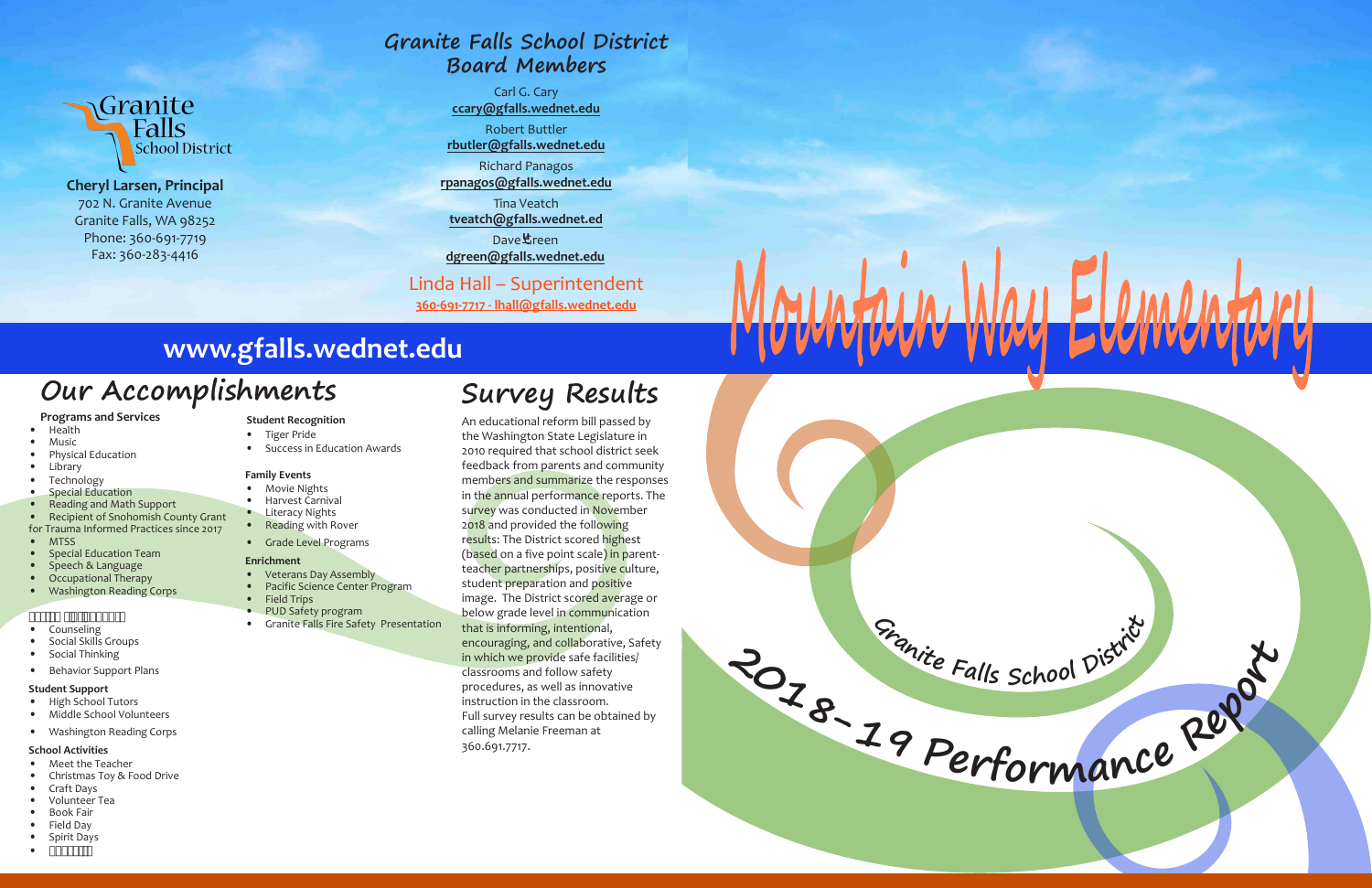Granite Falls School District

**Cheryl Larsen, Principal**
702 N. Granite Avenue
Granite Falls, WA 98252
Phone: 360-691-7719
Fax: 360-283-4416

## Granite Falls School District Board Members

Carl G. Cary
**ccary@gfalls.wednet.edu**

Robert Buttler
**rbutler@gfalls.wednet.edu**

Richard Panagos
**rpanagos@gfalls.wednet.edu**

Tina Veatch
**tveatch@gfalls.wednet.ed**

Dave Green
**dgreen@gfalls.wednet.edu**

Linda Hall – Superintendent
**360-691-7717 - lhall@gfalls.wednet.edu**

# Mountain Way Elementary

## www.gfalls.wednet.edu

# Granite Falls School District 2018-19 Performance Report

## Our Accomplishments

**Programs and Services**
- Health
- Music
- Physical Education
- Library
- Technology
- Special Education
- Reading and Math Support
- Recipient of Snohomish County Grant for Trauma Informed Practices since 2017
- MTSS
- Special Education Team
- Speech & Language
- Occupational Therapy
- Washington Reading Corps

**[illegible]**
- Counseling
- Social Skills Groups
- Social Thinking
- Behavior Support Plans

**Student Support**
- High School Tutors
- Middle School Volunteers
- Washington Reading Corps

**School Activities**
- Meet the Teacher
- Christmas Toy & Food Drive
- Craft Days
- Volunteer Tea
- Book Fair
- Field Day
- Spirit Days
- [illegible]

**Student Recognition**
- Tiger Pride
- Success in Education Awards

**Family Events**
- Movie Nights
- Harvest Carnival
- Literacy Nights
- Reading with Rover
- Grade Level Programs

**Enrichment**
- Veterans Day Assembly
- Pacific Science Center Program
- Field Trips
- PUD Safety program
- Granite Falls Fire Safety Presentation

## Survey Results

An educational reform bill passed by the Washington State Legislature in 2010 required that school district seek feedback from parents and community members and summarize the responses in the annual performance reports. The survey was conducted in November 2018 and provided the following results: The District scored highest (based on a five point scale) in parent-teacher partnerships, positive culture, student preparation and positive image. The District scored average or below grade level in communication that is informing, intentional, encouraging, and collaborative, Safety in which we provide safe facilities/ classrooms and follow safety procedures, as well as innovative instruction in the classroom.
Full survey results can be obtained by calling Melanie Freeman at 360.691.7717.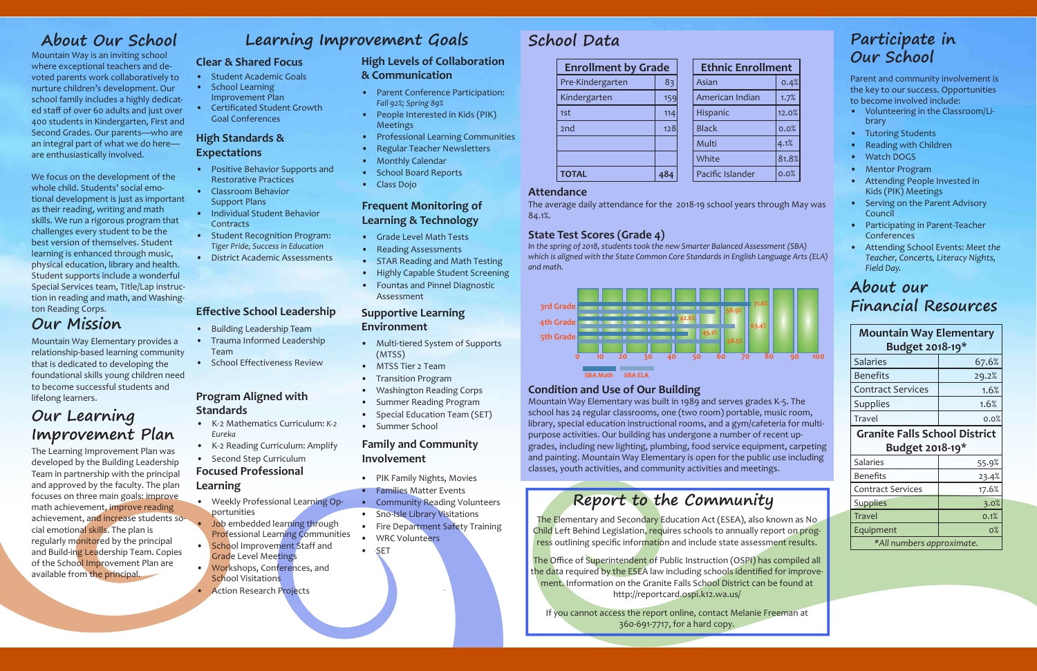# About Our School

Mountain Way is an inviting school where exceptional teachers and devoted parents work collaboratively to nurture children's development. Our school family includes a highly dedicated staff of over 60 adults and just over 400 students in Kindergarten, First and Second Grades. Our parents—who are an integral part of what we do here—are enthusiastically involved.

We focus on the development of the whole child. Students' social emotional development is just as important as their reading, writing and math skills. We run a rigorous program that challenges every student to be the best version of themselves. Student learning is enhanced through music, physical education, library and health. Student supports include a wonderful Special Services team, Title/Lap instruction in reading and math, and Washington Reading Corps.

# Our Mission

Mountain Way Elementary provides a relationship-based learning community that is dedicated to developing the foundational skills young children need to become successful students and lifelong learners.

# Our Learning Improvement Plan

The Learning Improvement Plan was developed by the Building Leadership Team in partnership with the principal and approved by the faculty. The plan focuses on three main goals: improve math achievement, improve reading achievement, and increase students social emotional skills. The plan is regularly monitored by the principal and Build-ing Leadership Team. Copies of the School Improvement Plan are available from the principal.

# Learning Improvement Goals

### Clear & Shared Focus

- Student Academic Goals
- School Learning Improvement Plan
- Certificated Student Growth Goal Conferences

### High Standards & Expectations

- Positive Behavior Supports and Restorative Practices
- Classroom Behavior Support Plans
- Individual Student Behavior Contracts
- Student Recognition Program: *Tiger Pride, Success in Education*
- District Academic Assessments

### Effective School Leadership

- Building Leadership Team
- Trauma Informed Leadership Team
- School Effectiveness Review

### Program Aligned with Standards

- K-2 Mathematics Curriculum: *K-2 Eureka*
- K-2 Reading Curriculum: Amplify
- Second Step Curriculum

### Focused Professional Learning

- Weekly Professional Learning Opportunities
- Job embedded learning through Professional Learning Communities
- School Improvement Staff and Grade Level Meetings
- Workshops, Conferences, and School Visitations
- Action Research Projects

### High Levels of Collaboration & Communication

- Parent Conference Participation: *Fall 92%; Spring 89%*
- People Interested in Kids (PIK) Meetings
- Professional Learning Communities
- Regular Teacher Newsletters
- Monthly Calendar
- School Board Reports
- Class Dojo

### Frequent Monitoring of Learning & Technology

- Grade Level Math Tests
- Reading Assessments
- STAR Reading and Math Testing
- Highly Capable Student Screening
- Fountas and Pinnel Diagnostic Assessment

### Supportive Learning Environment

- Multi-tiered System of Supports (MTSS)
- MTSS Tier 2 Team
- Transition Program
- Washington Reading Corps
- Summer Reading Program
- Special Education Team (SET)
- Summer School

### Family and Community Involvement

- PIK Family Nights, Movies
- Families Matter Events
- Community Reading Volunteers
- Sno-Isle Library Visitations
- Fire Department Safety Training
- WRC Volunteers
- SET

# School Data

| Enrollment by Grade | |
|---|---|
| Pre-Kindergarten | 83 |
| Kindergarten | 159 |
| 1st | 114 |
| 2nd | 128 |
| | |
| | |
| TOTAL | 484 |

| Ethnic Enrollment | |
|---|---|
| Asian | 0.4% |
| American Indian | 1.7% |
| Hispanic | 12.0% |
| Black | 0.0% |
| Multi | 4.1% |
| White | 81.8% |
| Pacific Islander | 0.0% |

### Attendance

The average daily attendance for the 2018-19 school years through May was 84.1%.

### State Test Scores (Grade 4)

*In the spring of 2018, students took the new Smarter Balanced Assessment (SBA) which is aligned with the State Common Core Standards in English Language Arts (ELA) and math.*

3rd Grade
4th Grade
5th Grade
58.9%
71.6%
42.6%
63.4%
45.1%
58.5%
0 10 20 30 40 50 60 70 80 90 100
SBA Math
SBA ELA

### Condition and Use of Our Building

Mountain Way Elementary was built in 1989 and serves grades K-5. The school has 24 regular classrooms, one (two room) portable, music room, library, special education instructional rooms, and a gym/cafeteria for multi-purpose activities. Our building has undergone a number of recent upgrades, including new lighting, plumbing, food service equipment, carpeting and painting. Mountain Way Elementary is open for the public use including classes, youth activities, and community activities and meetings.

# Report to the Community

The Elementary and Secondary Education Act (ESEA), also known as No Child Left Behind Legislation, requires schools to annually report on progress outlining specific information and include state assessment results.

The Office of Superintendent of Public Instruction (OSPI) has compiled all the data required by the ESEA law including schools identified for improvement. Information on the Granite Falls School District can be found at http://reportcard.ospi.k12.wa.us/

If you cannot access the report online, contact Melanie Freeman at 360-691-7717, for a hard copy.

# Participate in Our School

Parent and community involvement is the key to our success. Opportunities to become involved include:

- Volunteering in the Classroom/Library
- Tutoring Students
- Reading with Children
- Watch DOGS
- Mentor Program
- Attending People Invested in Kids (PIK) Meetings
- Serving on the Parent Advisory Council
- Participating in Parent-Teacher Conferences
- Attending School Events: *Meet the Teacher, Concerts, Literacy Nights, Field Day.*

# About our Financial Resources

| Mountain Way Elementary Budget 2018-19* | |
|---|---|
| Salaries | 67.6% |
| Benefits | 29.2% |
| Contract Services | 1.6% |
| Supplies | 1.6% |
| Travel | 0.0% |

| Granite Falls School District Budget 2018-19* | |
|---|---|
| Salaries | 55.9% |
| Benefits | 23.4% |
| Contract Services | 17.6% |
| Supplies | 3.0% |
| Travel | 0.1% |
| Equipment | 0% |

*All numbers approximate.